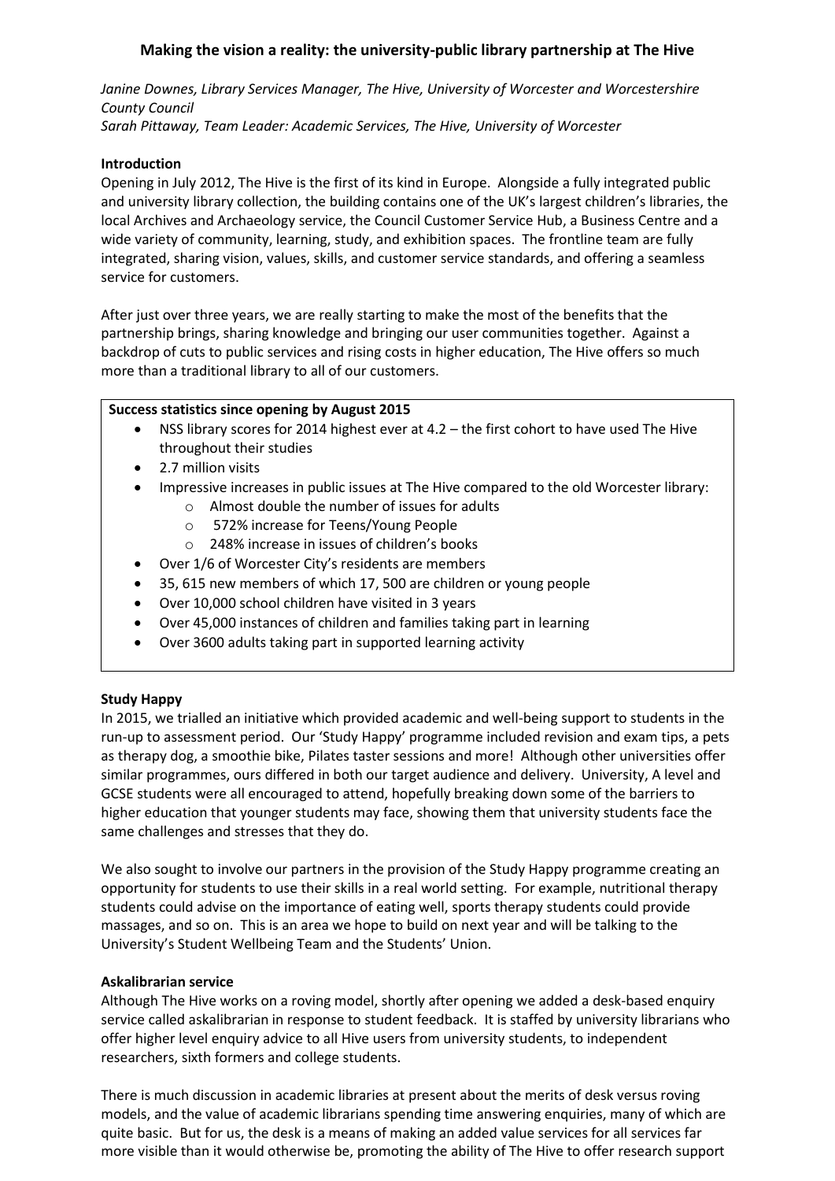# Making the vision a reality: the university-public library partnership at The Hive

*Janine Downes, Library Services Manager, The Hive, University of Worcester and Worcestershire County Council*
*Sarah Pittaway, Team Leader: Academic Services, The Hive, University of Worcester*

## Introduction

Opening in July 2012, The Hive is the first of its kind in Europe. Alongside a fully integrated public and university library collection, the building contains one of the UK's largest children's libraries, the local Archives and Archaeology service, the Council Customer Service Hub, a Business Centre and a wide variety of community, learning, study, and exhibition spaces. The frontline team are fully integrated, sharing vision, values, skills, and customer service standards, and offering a seamless service for customers.

After just over three years, we are really starting to make the most of the benefits that the partnership brings, sharing knowledge and bringing our user communities together. Against a backdrop of cuts to public services and rising costs in higher education, The Hive offers so much more than a traditional library to all of our customers.

**Success statistics since opening by August 2015**

- NSS library scores for 2014 highest ever at 4.2 – the first cohort to have used The Hive throughout their studies
- 2.7 million visits
- Impressive increases in public issues at The Hive compared to the old Worcester library:
  - Almost double the number of issues for adults
  - 572% increase for Teens/Young People
  - 248% increase in issues of children's books
- Over 1/6 of Worcester City's residents are members
- 35, 615 new members of which 17, 500 are children or young people
- Over 10,000 school children have visited in 3 years
- Over 45,000 instances of children and families taking part in learning
- Over 3600 adults taking part in supported learning activity

## Study Happy

In 2015, we trialled an initiative which provided academic and well-being support to students in the run-up to assessment period. Our 'Study Happy' programme included revision and exam tips, a pets as therapy dog, a smoothie bike, Pilates taster sessions and more! Although other universities offer similar programmes, ours differed in both our target audience and delivery. University, A level and GCSE students were all encouraged to attend, hopefully breaking down some of the barriers to higher education that younger students may face, showing them that university students face the same challenges and stresses that they do.

We also sought to involve our partners in the provision of the Study Happy programme creating an opportunity for students to use their skills in a real world setting. For example, nutritional therapy students could advise on the importance of eating well, sports therapy students could provide massages, and so on. This is an area we hope to build on next year and will be talking to the University's Student Wellbeing Team and the Students' Union.

## Askalibrarian service

Although The Hive works on a roving model, shortly after opening we added a desk-based enquiry service called askalibrarian in response to student feedback. It is staffed by university librarians who offer higher level enquiry advice to all Hive users from university students, to independent researchers, sixth formers and college students.

There is much discussion in academic libraries at present about the merits of desk versus roving models, and the value of academic librarians spending time answering enquiries, many of which are quite basic. But for us, the desk is a means of making an added value services for all services far more visible than it would otherwise be, promoting the ability of The Hive to offer research support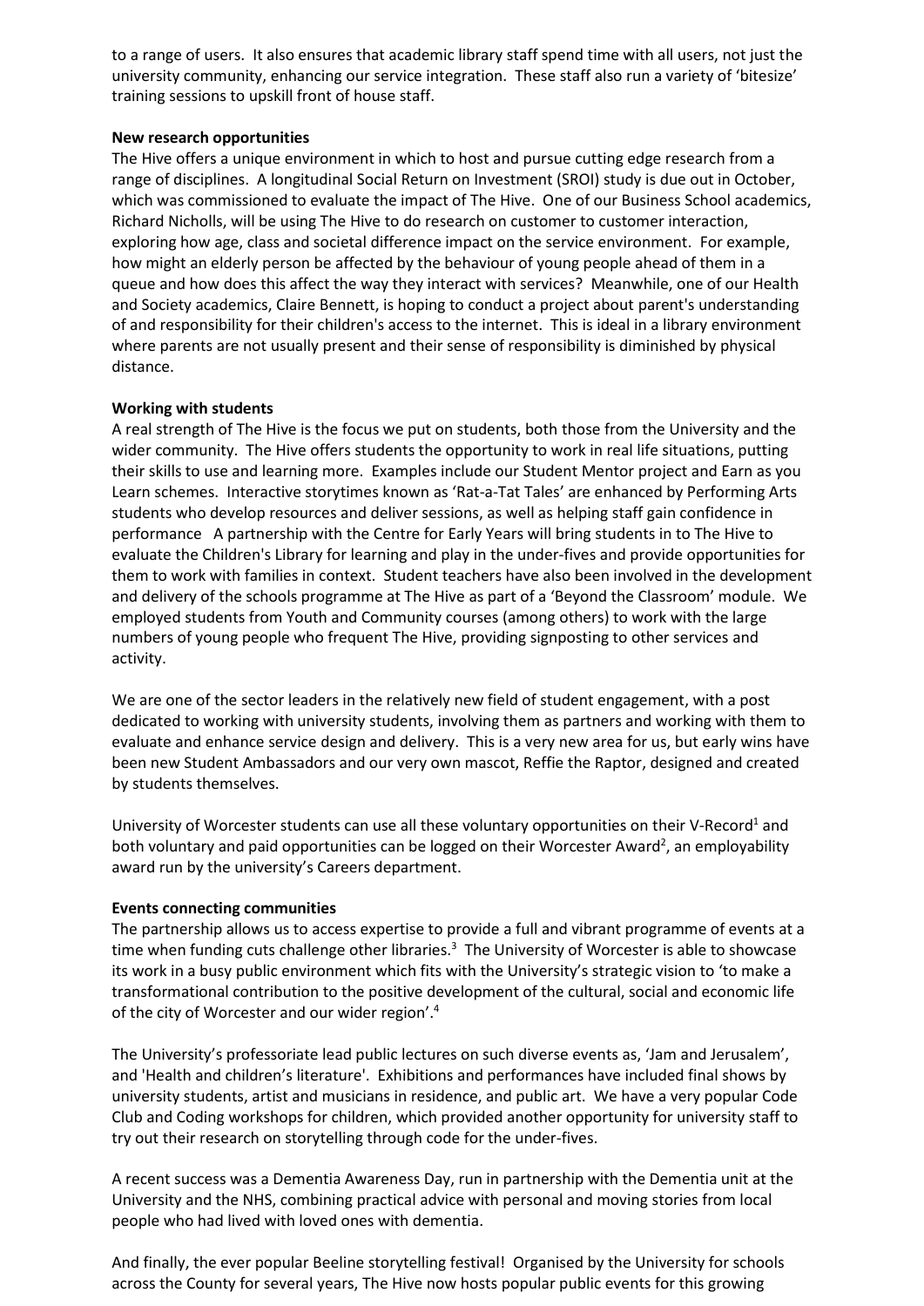to a range of users. It also ensures that academic library staff spend time with all users, not just the university community, enhancing our service integration. These staff also run a variety of 'bitesize' training sessions to upskill front of house staff.

**New research opportunities**

The Hive offers a unique environment in which to host and pursue cutting edge research from a range of disciplines. A longitudinal Social Return on Investment (SROI) study is due out in October, which was commissioned to evaluate the impact of The Hive. One of our Business School academics, Richard Nicholls, will be using The Hive to do research on customer to customer interaction, exploring how age, class and societal difference impact on the service environment. For example, how might an elderly person be affected by the behaviour of young people ahead of them in a queue and how does this affect the way they interact with services? Meanwhile, one of our Health and Society academics, Claire Bennett, is hoping to conduct a project about parent's understanding of and responsibility for their children's access to the internet. This is ideal in a library environment where parents are not usually present and their sense of responsibility is diminished by physical distance.

**Working with students**

A real strength of The Hive is the focus we put on students, both those from the University and the wider community. The Hive offers students the opportunity to work in real life situations, putting their skills to use and learning more. Examples include our Student Mentor project and Earn as you Learn schemes. Interactive storytimes known as 'Rat-a-Tat Tales' are enhanced by Performing Arts students who develop resources and deliver sessions, as well as helping staff gain confidence in performance A partnership with the Centre for Early Years will bring students in to The Hive to evaluate the Children's Library for learning and play in the under-fives and provide opportunities for them to work with families in context. Student teachers have also been involved in the development and delivery of the schools programme at The Hive as part of a 'Beyond the Classroom' module. We employed students from Youth and Community courses (among others) to work with the large numbers of young people who frequent The Hive, providing signposting to other services and activity.

We are one of the sector leaders in the relatively new field of student engagement, with a post dedicated to working with university students, involving them as partners and working with them to evaluate and enhance service design and delivery. This is a very new area for us, but early wins have been new Student Ambassadors and our very own mascot, Reffie the Raptor, designed and created by students themselves.

University of Worcester students can use all these voluntary opportunities on their V-Record[1] and both voluntary and paid opportunities can be logged on their Worcester Award[2], an employability award run by the university's Careers department.

**Events connecting communities**

The partnership allows us to access expertise to provide a full and vibrant programme of events at a time when funding cuts challenge other libraries.[3] The University of Worcester is able to showcase its work in a busy public environment which fits with the University's strategic vision to 'to make a transformational contribution to the positive development of the cultural, social and economic life of the city of Worcester and our wider region'.[4]

The University's professoriate lead public lectures on such diverse events as, 'Jam and Jerusalem', and 'Health and children's literature'. Exhibitions and performances have included final shows by university students, artist and musicians in residence, and public art. We have a very popular Code Club and Coding workshops for children, which provided another opportunity for university staff to try out their research on storytelling through code for the under-fives.

A recent success was a Dementia Awareness Day, run in partnership with the Dementia unit at the University and the NHS, combining practical advice with personal and moving stories from local people who had lived with loved ones with dementia.

And finally, the ever popular Beeline storytelling festival! Organised by the University for schools across the County for several years, The Hive now hosts popular public events for this growing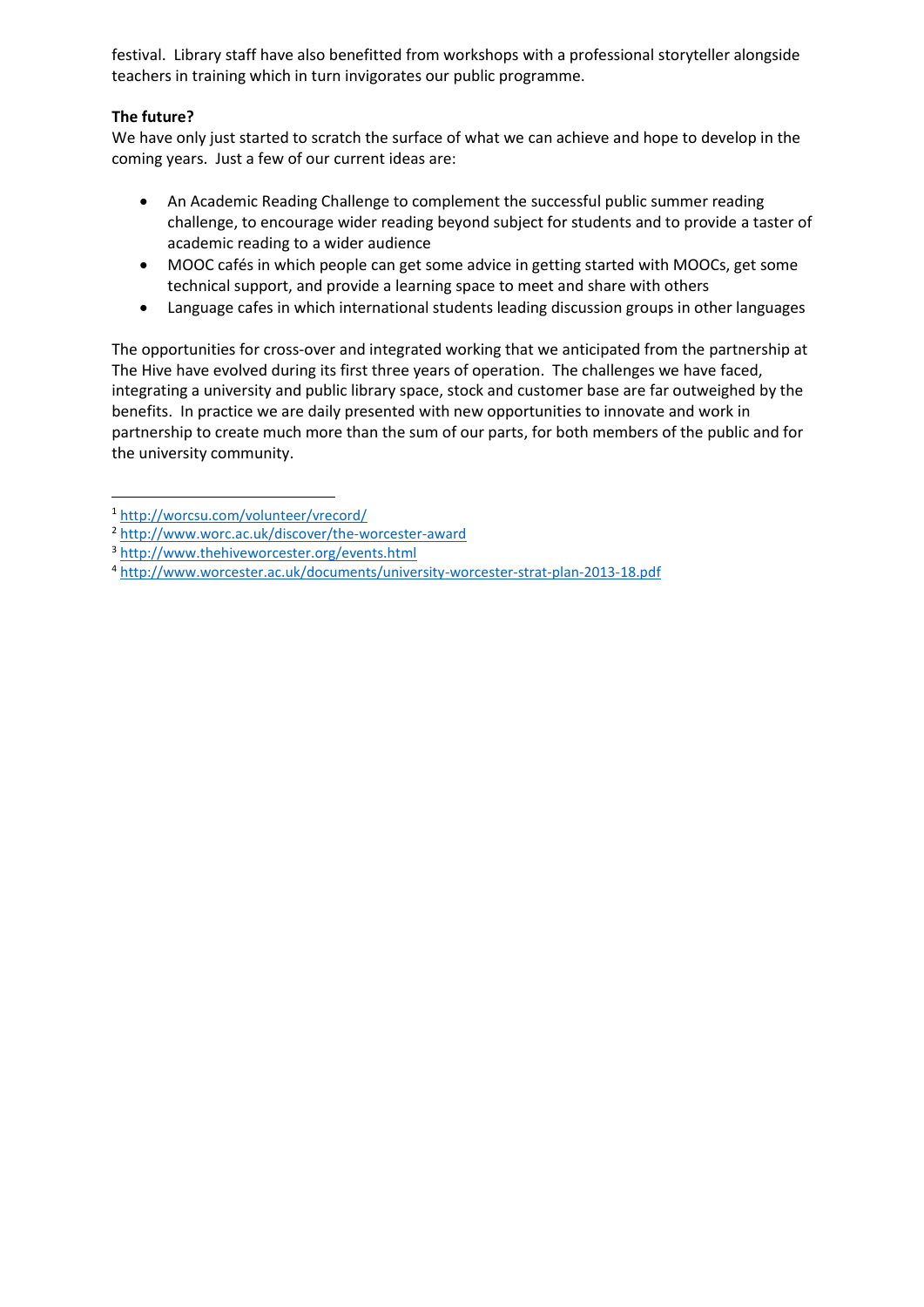festival. Library staff have also benefitted from workshops with a professional storyteller alongside teachers in training which in turn invigorates our public programme.

**The future?**

We have only just started to scratch the surface of what we can achieve and hope to develop in the coming years. Just a few of our current ideas are:

- An Academic Reading Challenge to complement the successful public summer reading challenge, to encourage wider reading beyond subject for students and to provide a taster of academic reading to a wider audience
- MOOC cafés in which people can get some advice in getting started with MOOCs, get some technical support, and provide a learning space to meet and share with others
- Language cafes in which international students leading discussion groups in other languages

The opportunities for cross-over and integrated working that we anticipated from the partnership at The Hive have evolved during its first three years of operation. The challenges we have faced, integrating a university and public library space, stock and customer base are far outweighed by the benefits. In practice we are daily presented with new opportunities to innovate and work in partnership to create much more than the sum of our parts, for both members of the public and for the university community.

---

[1] http://worcsu.com/volunteer/vrecord/

[2] http://www.worc.ac.uk/discover/the-worcester-award

[3] http://www.thehiveworcester.org/events.html

[4] http://www.worcester.ac.uk/documents/university-worcester-strat-plan-2013-18.pdf